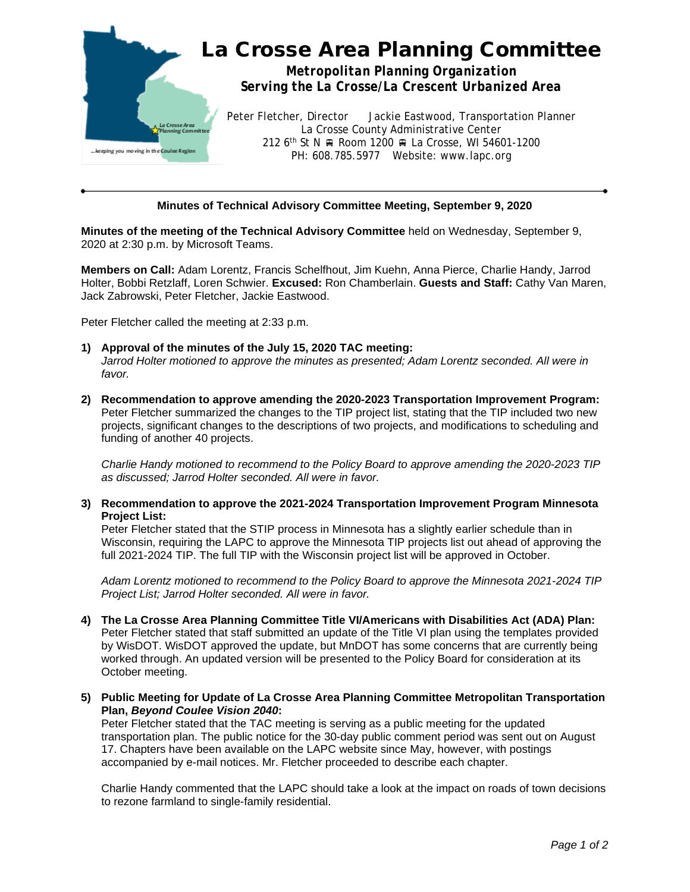# La Crosse Area Planning Committee

**Metropolitan Planning Organization**
**Serving the La Crosse/La Crescent Urbanized Area**

Peter Fletcher, Director Jackie Eastwood, Transportation Planner
La Crosse County Administrative Center
212 6th St N ⛟ Room 1200 ⛟ La Crosse, WI 54601-1200
PH: 608.785.5977 Website: www.lapc.org

---

**Minutes of Technical Advisory Committee Meeting, September 9, 2020**

**Minutes of the meeting of the Technical Advisory Committee** held on Wednesday, September 9, 2020 at 2:30 p.m. by Microsoft Teams.

**Members on Call:** Adam Lorentz, Francis Schelfhout, Jim Kuehn, Anna Pierce, Charlie Handy, Jarrod Holter, Bobbi Retzlaff, Loren Schwier. **Excused:** Ron Chamberlain. **Guests and Staff:** Cathy Van Maren, Jack Zabrowski, Peter Fletcher, Jackie Eastwood.

Peter Fletcher called the meeting at 2:33 p.m.

1) **Approval of the minutes of the July 15, 2020 TAC meeting:**
   *Jarrod Holter motioned to approve the minutes as presented; Adam Lorentz seconded. All were in favor.*

2) **Recommendation to approve amending the 2020-2023 Transportation Improvement Program:**
   Peter Fletcher summarized the changes to the TIP project list, stating that the TIP included two new projects, significant changes to the descriptions of two projects, and modifications to scheduling and funding of another 40 projects.

   *Charlie Handy motioned to recommend to the Policy Board to approve amending the 2020-2023 TIP as discussed; Jarrod Holter seconded. All were in favor.*

3) **Recommendation to approve the 2021-2024 Transportation Improvement Program Minnesota Project List:**
   Peter Fletcher stated that the STIP process in Minnesota has a slightly earlier schedule than in Wisconsin, requiring the LAPC to approve the Minnesota TIP projects list out ahead of approving the full 2021-2024 TIP. The full TIP with the Wisconsin project list will be approved in October.

   *Adam Lorentz motioned to recommend to the Policy Board to approve the Minnesota 2021-2024 TIP Project List; Jarrod Holter seconded. All were in favor.*

4) **The La Crosse Area Planning Committee Title VI/Americans with Disabilities Act (ADA) Plan:**
   Peter Fletcher stated that staff submitted an update of the Title VI plan using the templates provided by WisDOT. WisDOT approved the update, but MnDOT has some concerns that are currently being worked through. An updated version will be presented to the Policy Board for consideration at its October meeting.

5) **Public Meeting for Update of La Crosse Area Planning Committee Metropolitan Transportation Plan, *Beyond Coulee Vision 2040*:**
   Peter Fletcher stated that the TAC meeting is serving as a public meeting for the updated transportation plan. The public notice for the 30-day public comment period was sent out on August 17. Chapters have been available on the LAPC website since May, however, with postings accompanied by e-mail notices. Mr. Fletcher proceeded to describe each chapter.

   Charlie Handy commented that the LAPC should take a look at the impact on roads of town decisions to rezone farmland to single-family residential.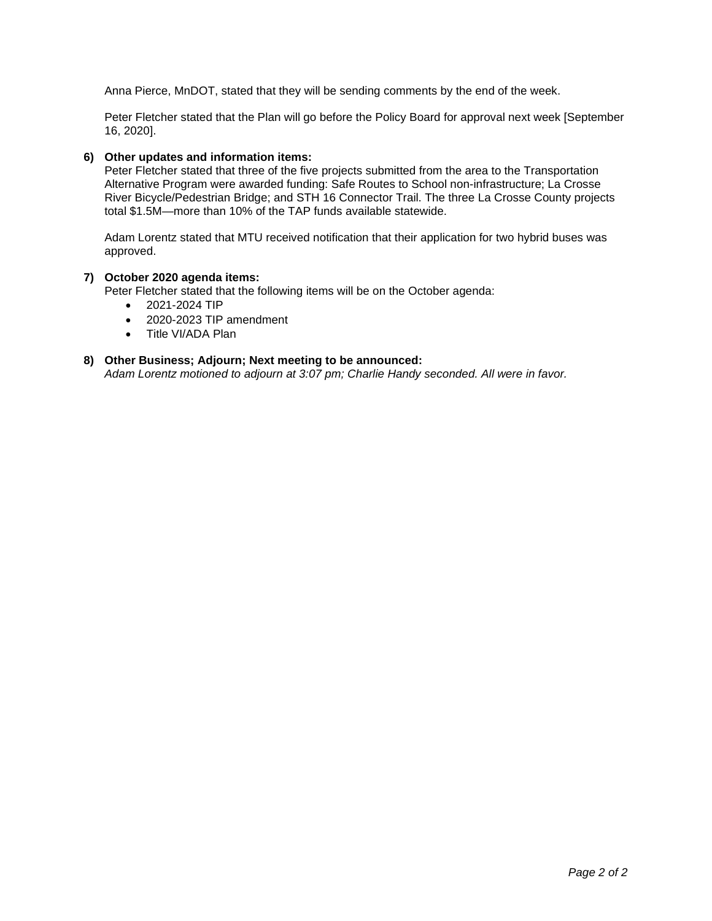Anna Pierce, MnDOT, stated that they will be sending comments by the end of the week.

Peter Fletcher stated that the Plan will go before the Policy Board for approval next week [September 16, 2020].

**6) Other updates and information items:**

Peter Fletcher stated that three of the five projects submitted from the area to the Transportation Alternative Program were awarded funding: Safe Routes to School non-infrastructure; La Crosse River Bicycle/Pedestrian Bridge; and STH 16 Connector Trail. The three La Crosse County projects total $1.5M—more than 10% of the TAP funds available statewide.

Adam Lorentz stated that MTU received notification that their application for two hybrid buses was approved.

**7) October 2020 agenda items:**

Peter Fletcher stated that the following items will be on the October agenda:

- 2021-2024 TIP
- 2020-2023 TIP amendment
- Title VI/ADA Plan

**8) Other Business; Adjourn; Next meeting to be announced:**

*Adam Lorentz motioned to adjourn at 3:07 pm; Charlie Handy seconded. All were in favor.*